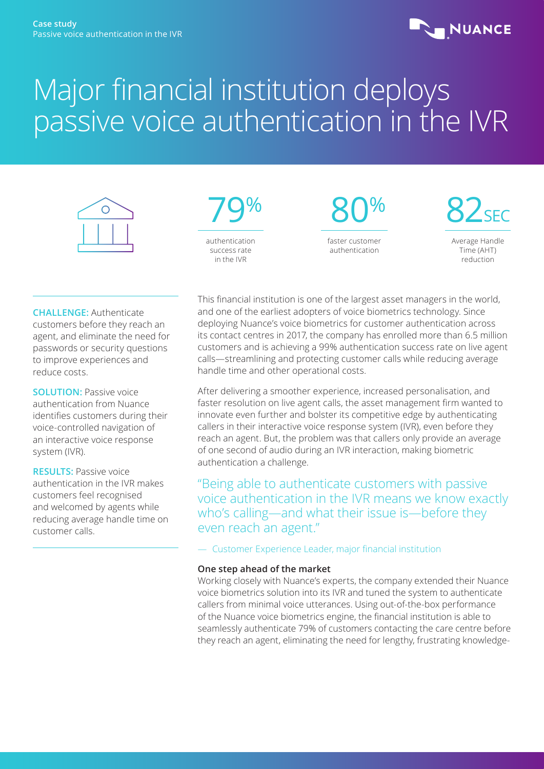Case study
Passive voice authentication in the IVR

# Major financial institution deploys passive voice authentication in the IVR

**79%** authentication success rate in the IVR

**80%** faster customer authentication

**82SEC** Average Handle Time (AHT) reduction

**CHALLENGE:** Authenticate customers before they reach an agent, and eliminate the need for passwords or security questions to improve experiences and reduce costs.

**SOLUTION:** Passive voice authentication from Nuance identifies customers during their voice-controlled navigation of an interactive voice response system (IVR).

**RESULTS:** Passive voice authentication in the IVR makes customers feel recognised and welcomed by agents while reducing average handle time on customer calls.

This financial institution is one of the largest asset managers in the world, and one of the earliest adopters of voice biometrics technology. Since deploying Nuance's voice biometrics for customer authentication across its contact centres in 2017, the company has enrolled more than 6.5 million customers and is achieving a 99% authentication success rate on live agent calls—streamlining and protecting customer calls while reducing average handle time and other operational costs.

After delivering a smoother experience, increased personalisation, and faster resolution on live agent calls, the asset management firm wanted to innovate even further and bolster its competitive edge by authenticating callers in their interactive voice response system (IVR), even before they reach an agent. But, the problem was that callers only provide an average of one second of audio during an IVR interaction, making biometric authentication a challenge.

> "Being able to authenticate customers with passive voice authentication in the IVR means we know exactly who's calling—and what their issue is—before they even reach an agent."
>
> — Customer Experience Leader, major financial institution

**One step ahead of the market**

Working closely with Nuance's experts, the company extended their Nuance voice biometrics solution into its IVR and tuned the system to authenticate callers from minimal voice utterances. Using out-of-the-box performance of the Nuance voice biometrics engine, the financial institution is able to seamlessly authenticate 79% of customers contacting the care centre before they reach an agent, eliminating the need for lengthy, frustrating knowledge-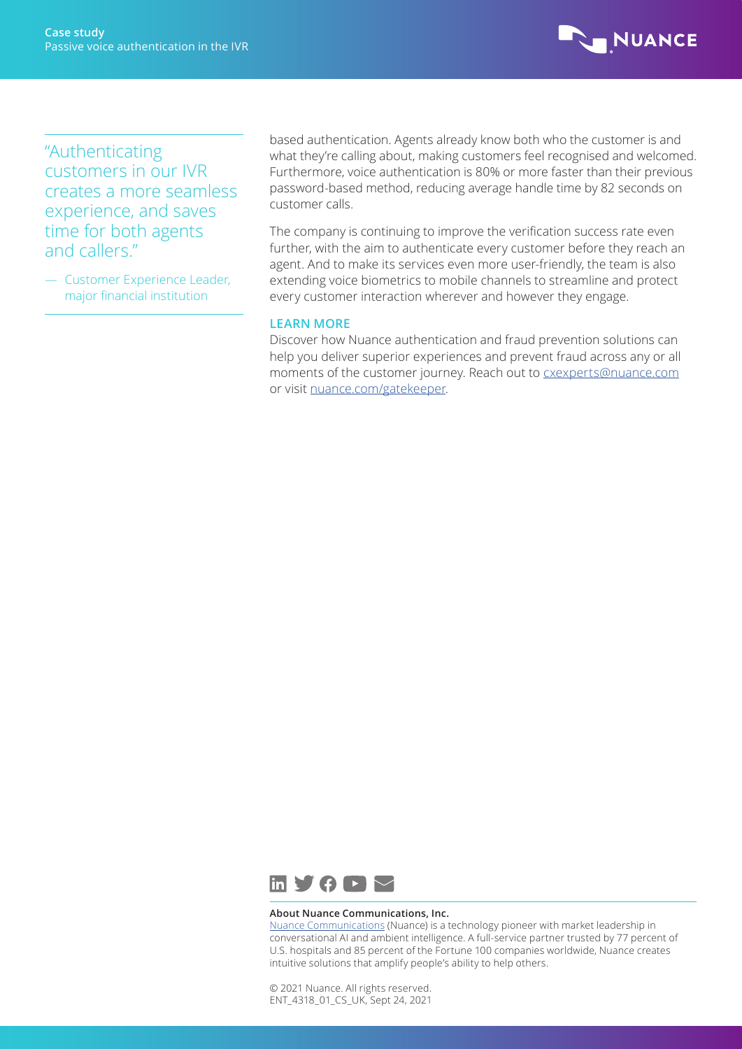> "Authenticating customers in our IVR creates a more seamless experience, and saves time for both agents and callers."
>
> — Customer Experience Leader, major financial institution

based authentication. Agents already know both who the customer is and what they're calling about, making customers feel recognised and welcomed. Furthermore, voice authentication is 80% or more faster than their previous password-based method, reducing average handle time by 82 seconds on customer calls.

The company is continuing to improve the verification success rate even further, with the aim to authenticate every customer before they reach an agent. And to make its services even more user-friendly, the team is also extending voice biometrics to mobile channels to streamline and protect every customer interaction wherever and however they engage.

### LEARN MORE

Discover how Nuance authentication and fraud prevention solutions can help you deliver superior experiences and prevent fraud across any or all moments of the customer journey. Reach out to cxexperts@nuance.com or visit nuance.com/gatekeeper.

**About Nuance Communications, Inc.**

Nuance Communications (Nuance) is a technology pioneer with market leadership in conversational AI and ambient intelligence. A full-service partner trusted by 77 percent of U.S. hospitals and 85 percent of the Fortune 100 companies worldwide, Nuance creates intuitive solutions that amplify people's ability to help others.

© 2021 Nuance. All rights reserved.
ENT_4318_01_CS_UK, Sept 24, 2021